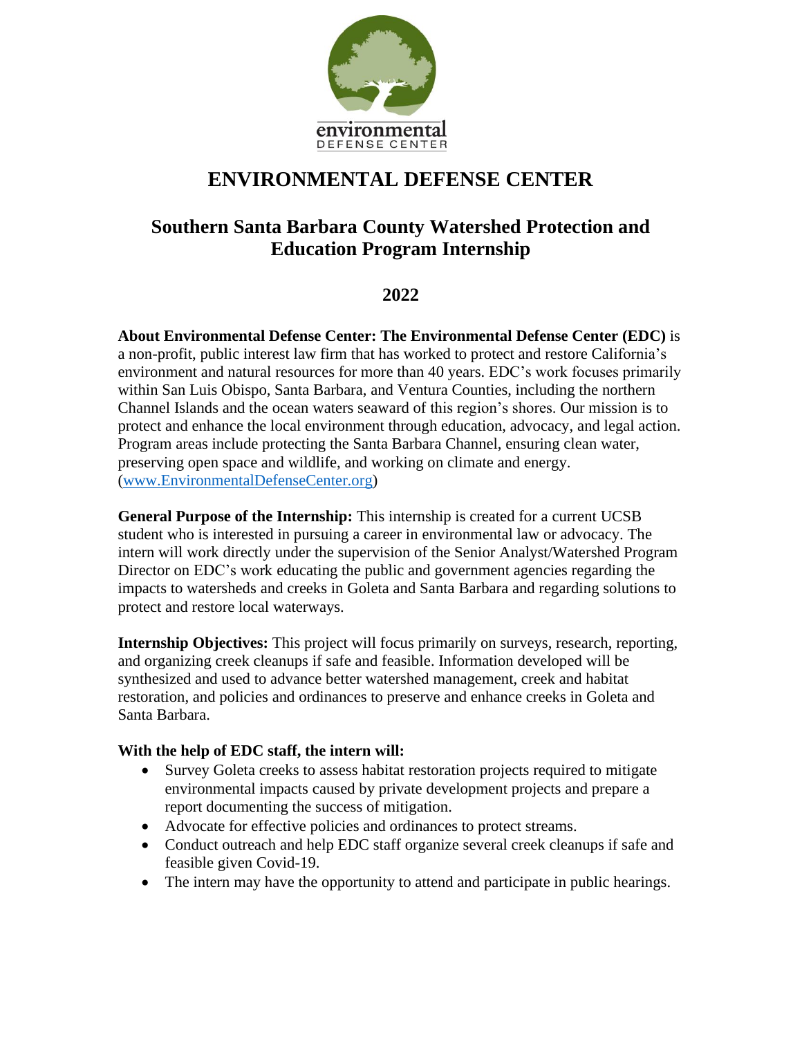environmental
DEFENSE CENTER

# ENVIRONMENTAL DEFENSE CENTER

## Southern Santa Barbara County Watershed Protection and Education Program Internship

## 2022

**About Environmental Defense Center: The Environmental Defense Center (EDC)** is a non-profit, public interest law firm that has worked to protect and restore California's environment and natural resources for more than 40 years. EDC's work focuses primarily within San Luis Obispo, Santa Barbara, and Ventura Counties, including the northern Channel Islands and the ocean waters seaward of this region's shores. Our mission is to protect and enhance the local environment through education, advocacy, and legal action. Program areas include protecting the Santa Barbara Channel, ensuring clean water, preserving open space and wildlife, and working on climate and energy. (www.EnvironmentalDefenseCenter.org)

**General Purpose of the Internship:** This internship is created for a current UCSB student who is interested in pursuing a career in environmental law or advocacy. The intern will work directly under the supervision of the Senior Analyst/Watershed Program Director on EDC's work educating the public and government agencies regarding the impacts to watersheds and creeks in Goleta and Santa Barbara and regarding solutions to protect and restore local waterways.

**Internship Objectives:** This project will focus primarily on surveys, research, reporting, and organizing creek cleanups if safe and feasible. Information developed will be synthesized and used to advance better watershed management, creek and habitat restoration, and policies and ordinances to preserve and enhance creeks in Goleta and Santa Barbara.

**With the help of EDC staff, the intern will:**

- Survey Goleta creeks to assess habitat restoration projects required to mitigate environmental impacts caused by private development projects and prepare a report documenting the success of mitigation.
- Advocate for effective policies and ordinances to protect streams.
- Conduct outreach and help EDC staff organize several creek cleanups if safe and feasible given Covid-19.
- The intern may have the opportunity to attend and participate in public hearings.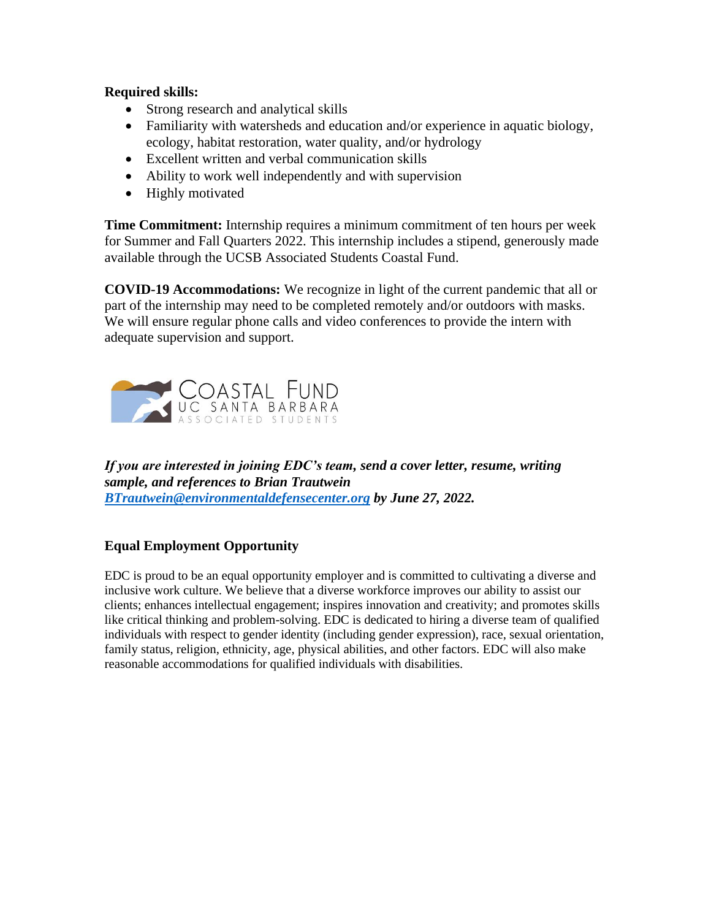**Required skills:**

- Strong research and analytical skills
- Familiarity with watersheds and education and/or experience in aquatic biology, ecology, habitat restoration, water quality, and/or hydrology
- Excellent written and verbal communication skills
- Ability to work well independently and with supervision
- Highly motivated

**Time Commitment:** Internship requires a minimum commitment of ten hours per week for Summer and Fall Quarters 2022. This internship includes a stipend, generously made available through the UCSB Associated Students Coastal Fund.

**COVID-19 Accommodations:** We recognize in light of the current pandemic that all or part of the internship may need to be completed remotely and/or outdoors with masks. We will ensure regular phone calls and video conferences to provide the intern with adequate supervision and support.

COASTAL FUND
UC SANTA BARBARA
ASSOCIATED STUDENTS

***If you are interested in joining EDC's team, send a cover letter, resume, writing sample, and references to Brian Trautwein [BTrautwein@environmentaldefensecenter.org](mailto:BTrautwein@environmentaldefensecenter.org) by June 27, 2022.***

### Equal Employment Opportunity

EDC is proud to be an equal opportunity employer and is committed to cultivating a diverse and inclusive work culture. We believe that a diverse workforce improves our ability to assist our clients; enhances intellectual engagement; inspires innovation and creativity; and promotes skills like critical thinking and problem-solving. EDC is dedicated to hiring a diverse team of qualified individuals with respect to gender identity (including gender expression), race, sexual orientation, family status, religion, ethnicity, age, physical abilities, and other factors. EDC will also make reasonable accommodations for qualified individuals with disabilities.